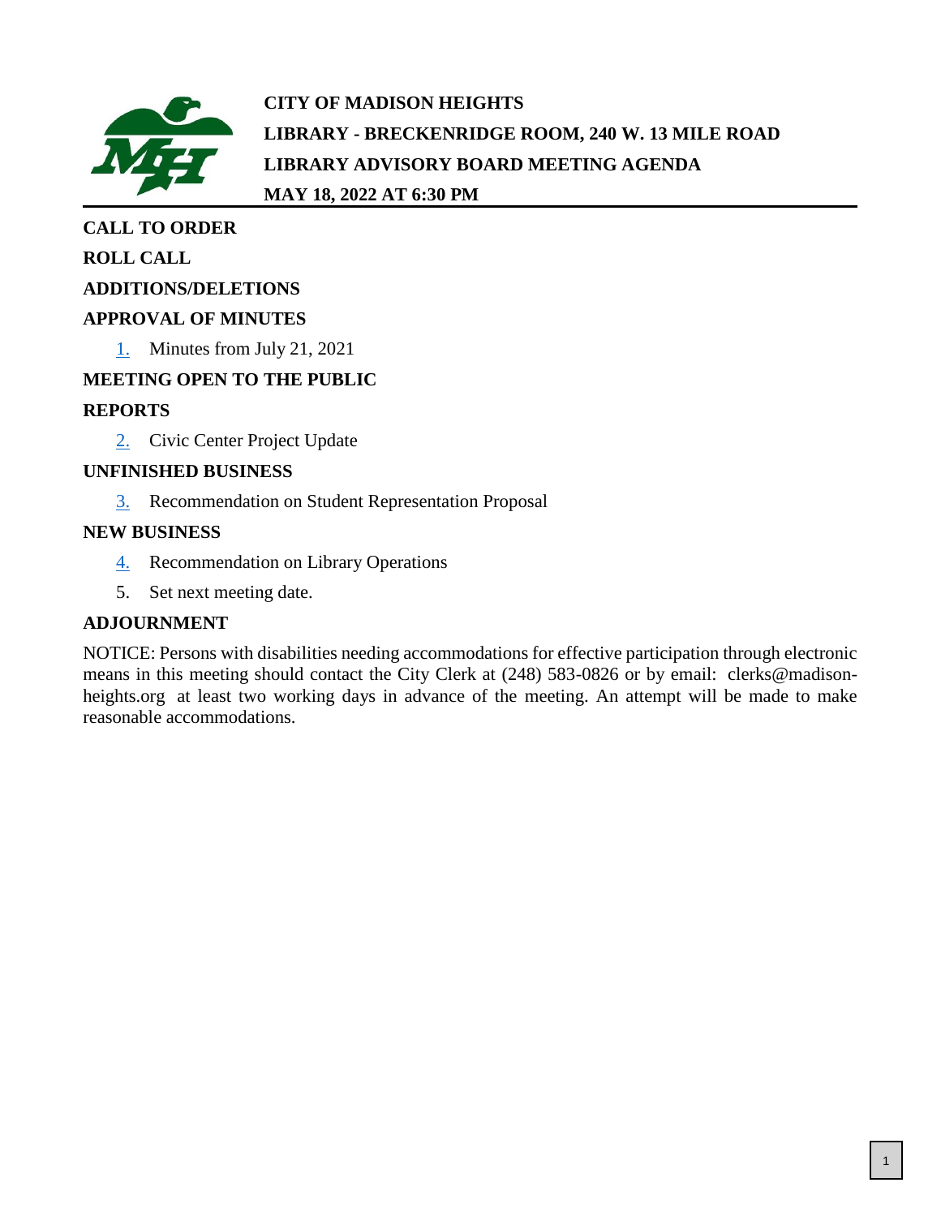# CITY OF MADISON HEIGHTS
## LIBRARY - BRECKENRIDGE ROOM, 240 W. 13 MILE ROAD
## LIBRARY ADVISORY BOARD MEETING AGENDA
## MAY 18, 2022 AT 6:30 PM

**CALL TO ORDER**

**ROLL CALL**

**ADDITIONS/DELETIONS**

**APPROVAL OF MINUTES**

1. Minutes from July 21, 2021

**MEETING OPEN TO THE PUBLIC**

**REPORTS**

2. Civic Center Project Update

**UNFINISHED BUSINESS**

3. Recommendation on Student Representation Proposal

**NEW BUSINESS**

4. Recommendation on Library Operations
5. Set next meeting date.

**ADJOURNMENT**

NOTICE: Persons with disabilities needing accommodations for effective participation through electronic means in this meeting should contact the City Clerk at (248) 583-0826 or by email: clerks@madison-heights.org at least two working days in advance of the meeting. An attempt will be made to make reasonable accommodations.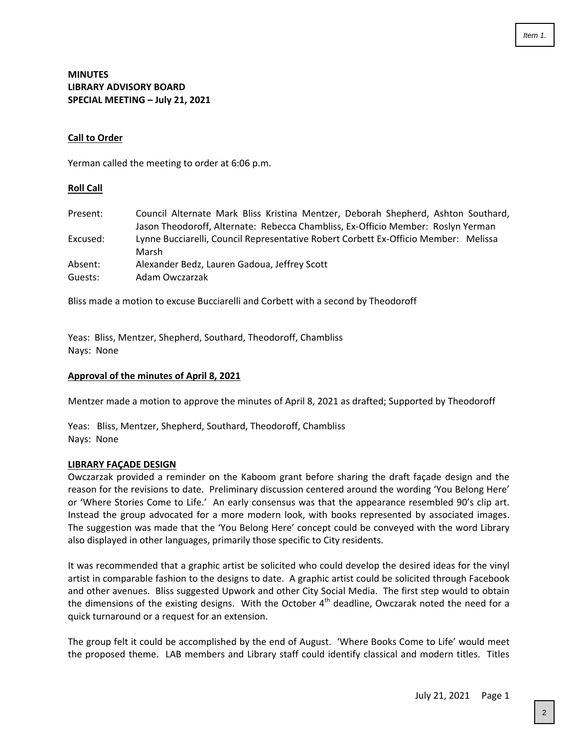**MINUTES**
**LIBRARY ADVISORY BOARD**
**SPECIAL MEETING – July 21, 2021**

**Call to Order**

Yerman called the meeting to order at 6:06 p.m.

**Roll Call**

| | |
|---|---|
| Present: | Council Alternate Mark Bliss Kristina Mentzer, Deborah Shepherd, Ashton Southard, Jason Theodoroff, Alternate: Rebecca Chambliss, Ex-Officio Member: Roslyn Yerman |
| Excused: | Lynne Bucciarelli, Council Representative Robert Corbett Ex-Officio Member: Melissa Marsh |
| Absent: | Alexander Bedz, Lauren Gadoua, Jeffrey Scott |
| Guests: | Adam Owczarzak |

Bliss made a motion to excuse Bucciarelli and Corbett with a second by Theodoroff

Yeas: Bliss, Mentzer, Shepherd, Southard, Theodoroff, Chambliss
Nays: None

**Approval of the minutes of April 8, 2021**

Mentzer made a motion to approve the minutes of April 8, 2021 as drafted; Supported by Theodoroff

Yeas: Bliss, Mentzer, Shepherd, Southard, Theodoroff, Chambliss
Nays: None

**LIBRARY FAÇADE DESIGN**

Owczarzak provided a reminder on the Kaboom grant before sharing the draft façade design and the reason for the revisions to date. Preliminary discussion centered around the wording 'You Belong Here' or 'Where Stories Come to Life.' An early consensus was that the appearance resembled 90's clip art. Instead the group advocated for a more modern look, with books represented by associated images. The suggestion was made that the 'You Belong Here' concept could be conveyed with the word Library also displayed in other languages, primarily those specific to City residents.

It was recommended that a graphic artist be solicited who could develop the desired ideas for the vinyl artist in comparable fashion to the designs to date. A graphic artist could be solicited through Facebook and other avenues. Bliss suggested Upwork and other City Social Media. The first step would to obtain the dimensions of the existing designs. With the October 4th deadline, Owczarak noted the need for a quick turnaround or a request for an extension.

The group felt it could be accomplished by the end of August. 'Where Books Come to Life' would meet the proposed theme. LAB members and Library staff could identify classical and modern titles. Titles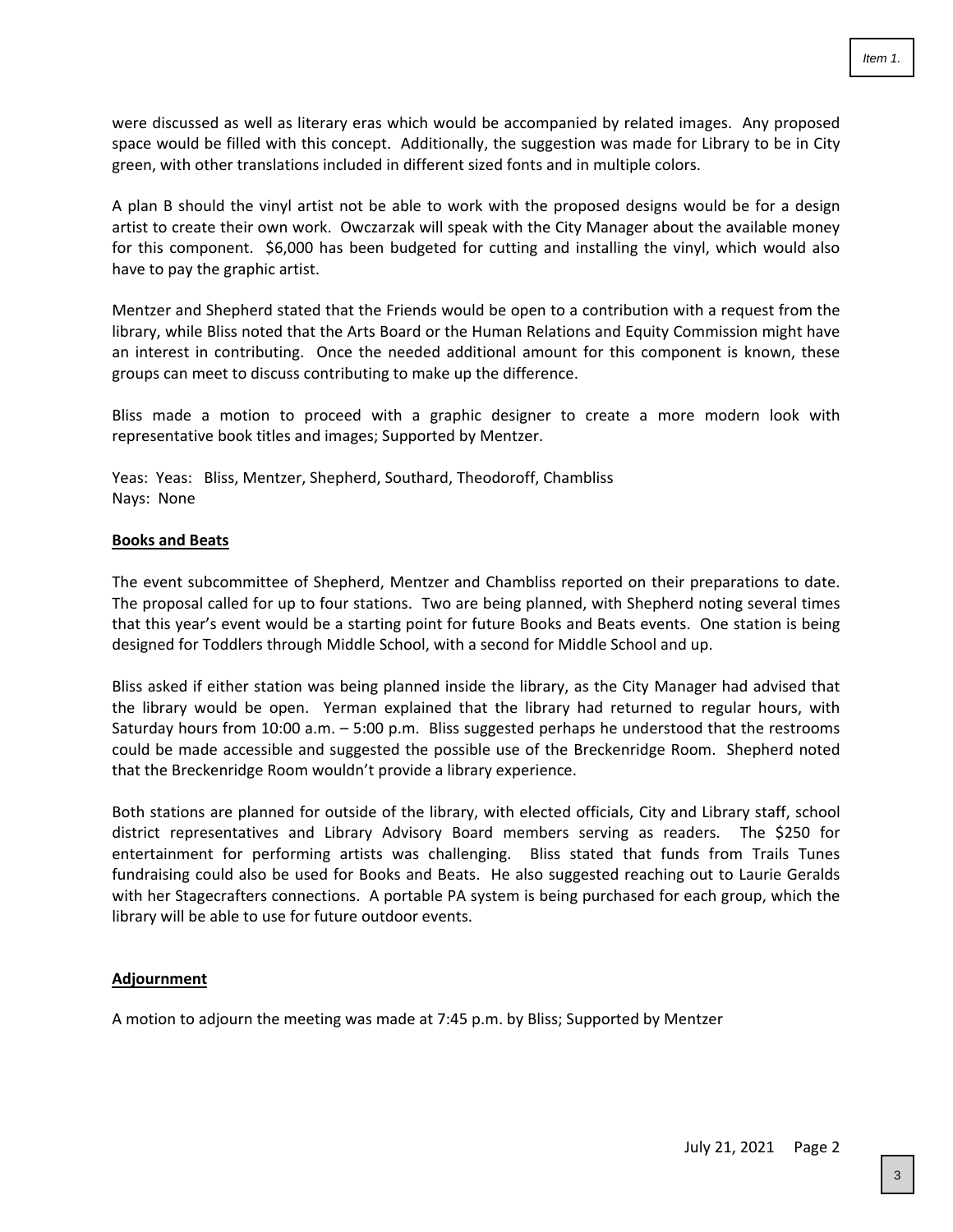were discussed as well as literary eras which would be accompanied by related images. Any proposed space would be filled with this concept. Additionally, the suggestion was made for Library to be in City green, with other translations included in different sized fonts and in multiple colors.

A plan B should the vinyl artist not be able to work with the proposed designs would be for a design artist to create their own work. Owczarzak will speak with the City Manager about the available money for this component. $6,000 has been budgeted for cutting and installing the vinyl, which would also have to pay the graphic artist.

Mentzer and Shepherd stated that the Friends would be open to a contribution with a request from the library, while Bliss noted that the Arts Board or the Human Relations and Equity Commission might have an interest in contributing. Once the needed additional amount for this component is known, these groups can meet to discuss contributing to make up the difference.

Bliss made a motion to proceed with a graphic designer to create a more modern look with representative book titles and images; Supported by Mentzer.

Yeas: Yeas: Bliss, Mentzer, Shepherd, Southard, Theodoroff, Chambliss
Nays: None

**Books and Beats**

The event subcommittee of Shepherd, Mentzer and Chambliss reported on their preparations to date. The proposal called for up to four stations. Two are being planned, with Shepherd noting several times that this year's event would be a starting point for future Books and Beats events. One station is being designed for Toddlers through Middle School, with a second for Middle School and up.

Bliss asked if either station was being planned inside the library, as the City Manager had advised that the library would be open. Yerman explained that the library had returned to regular hours, with Saturday hours from 10:00 a.m. – 5:00 p.m. Bliss suggested perhaps he understood that the restrooms could be made accessible and suggested the possible use of the Breckenridge Room. Shepherd noted that the Breckenridge Room wouldn't provide a library experience.

Both stations are planned for outside of the library, with elected officials, City and Library staff, school district representatives and Library Advisory Board members serving as readers. The $250 for entertainment for performing artists was challenging. Bliss stated that funds from Trails Tunes fundraising could also be used for Books and Beats. He also suggested reaching out to Laurie Geralds with her Stagecrafters connections. A portable PA system is being purchased for each group, which the library will be able to use for future outdoor events.

**Adjournment**

A motion to adjourn the meeting was made at 7:45 p.m. by Bliss; Supported by Mentzer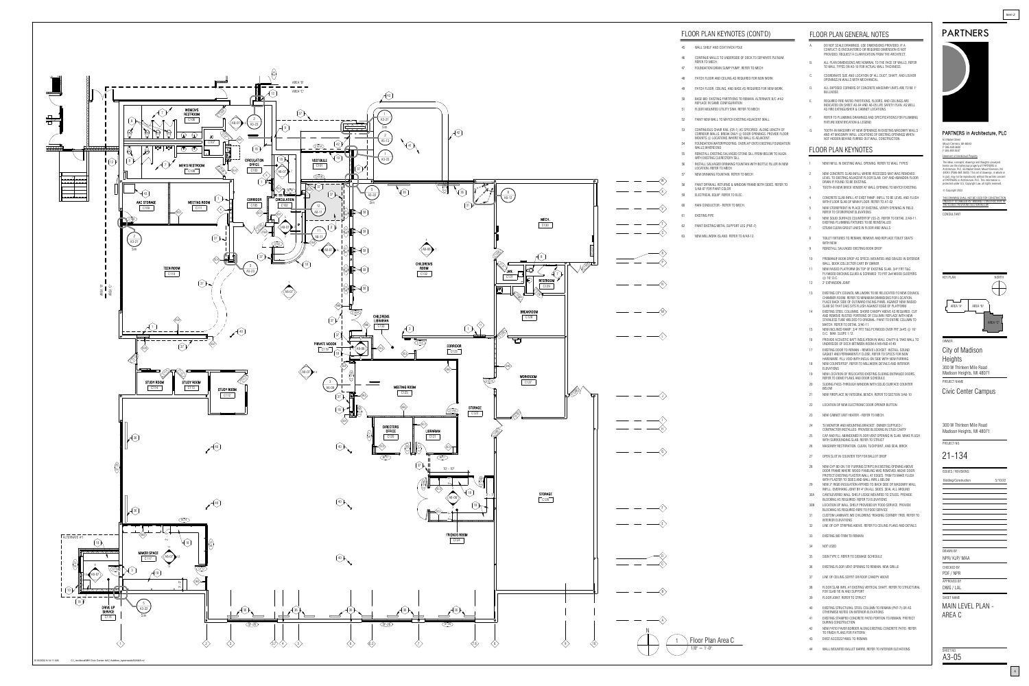## FLOOR PLAN KEYNOTES (CONT'D)

45. WALL SHELF AND COAT RACK POLE
46. CONTINUE WALLS TO UNDERSIDE OF DECK TO SEPARATE PLENUM. REFER TO MECH.
47. FOUNDATION DRAIN SUMP PUMP. REFER TO MECH
48. PATCH FLOOR AND CEILING AS REQUIRED FOR NEW WORK
49. PATCH FLOOR, CEILING, AND BASE AS REQUIRED FOR NEW WORK
50. BASE BID: EXISTING PARTITIONS TO REMAIN. ALTERNATE B/C #42 REPLACE IN SAME CONFIGURATION
51. FLOOR MOUNTED UTILITY SINK. REFER TO MECH
52. PAINT NEW WALL TO MATCH EXISTING ADJACENT WALL
53. CONTINUOUS CHAIR RAIL (CR-1) AS SPECIFIED, ALONG LENGTH OF CORRIDOR WALLS. BREAK ONLY @ DOOR OPENINGS. PROVIDE FLOOR MOUNTS @ LOCATIONS WHERE NO WALL IS ADJACENT.
54. FOUNDATION WATERPROOFING. OVERLAP ONTO EXISTING FOUNDATION WALLS WHERE END
55. REINSTALL EXISTING SALVAGED STONE SILL FROM BELOW TO ALIGN WITH EXISTING CLERESTORY SILL
56. INSTALL SALVAGED DRINKING FOUNTAIN WITH BOTTLE FILLER IN NEW LOCATION. REFER TO MECH
57. NEW DRINKING FOUNTAIN. REFER TO MECH
58. PAINT DRYWALL RETURNS & WINDOW FRAME BOTH SIDES. REFER TO 5/A8-07 FOR PAINT COLOR
59. ELECTRICAL EQUIP. REFER TO ELEC.
60. RAIN CONDUCTOR - REFER TO MECH.
61. EXISTING PIPE
62. PAINT EXISTING METAL SUPPORT LEG (PNT-7)
63. NEW MILLWORK ISLAND. REFER TO 6/A8-12.

## FLOOR PLAN GENERAL NOTES

A. DO NOT SCALE DRAWINGS. USE DIMENSIONS PROVIDED. IF A CONFLICT IS ENCOUNTERED OR REQUIRED DIMENSION IS NOT PROVIDED, REQUEST A CLARIFICATION FROM THE ARCHITECT.
B. ALL PLAN DIMENSIONS ARE NOMINAL TO THE FACE OF WALLS. REFER TO WALL TYPES ON A0-10 FOR ACTUAL WALL THICKNESS.
C. COORDINATE SIZE AND LOCATION OF ALL DUCT, SHAFT, AND LOUVER OPENINGS IN WALLS WITH MECHANICAL.
D. ALL EXPOSED CORNERS OF CONCRETE MASONRY UNITS ARE TO BE 1" BULLNOSE.
E. REQUIRED FIRE RATED PARTITIONS, FLOORS, AND CEILINGS ARE INDICATED ON SHEET A0-04 AND A0-05 LIFE SAFETY PLAN, AS WELL AS FIRE EXTINGUISHER & CABINET LOCATIONS.
F. REFER TO PLUMBING DRAWINGS AND SPECIFICATIONS FOR PLUMBING FIXTURE IDENTIFICATION & LEGEND
G. TOOTH-IN MASONRY AT NEW OPENINGS IN EXISTING MASONRY WALLS AND AT MASONRY INFILL LOCATIONS OF EXISTING OPENINGS WHEN NOT HIDDEN BEHIND FURRED OUT WALL CONSTRUCTION

## FLOOR PLAN KEYNOTES

1. NEW INFILL IN EXISTING WALL OPENING. REFER TO WALL TYPES.
2. NEW CONCRETE SLAB INFILL WHERE RECESSED MAT WAS REMOVED. LEVEL TO EXISTING ADJACENT FLOOR SLAB. CAP AND ABANDON FLOOR DRAIN IF FOUND TO BE EXISTING.
3. TOOTH-IN NEW BRICK VENEER AT WALL OPENING TO MATCH EXISTING
4. CONCRETE SLAB INFILL AT EXIST RAMP. INFILL TO BE LEVEL AND FLUSH WITH FLOOR SLAB OF MAIN FLOOR. REFER TO A7-02
5. NEW STOREFRONT IN PLACE OF EXISTING. VERIFY OPENING IN FIELD. REFER TO STOREFRONT ELEVATIONS
6. NEW SOLID SURFACE COUNTERTOP (SS-2). REFER TO DETAIL 2/A8-11. EXISTING PLUMBING FIXTURES TO BE REINSTALLED
7. STEAM CLEAN GROUT LINES IN FLOOR AND WALLS
8. TOILET FIXTURES TO REMAIN, REMOVE AND REPLACE TOILET SEATS WITH NEW
9. REINSTALL SALVAGED EXISTING BOOK DROP
10. PREMANUF BOOK DROP AS SPECD. MOUNTED AND SEALED IN EXTERIOR WALL. BOOK COLLECTOR CART BY OWNER
11. NEW RAISED PLATFORM ON TOP OF EXISTING SLAB. 3/4" FRT T&G PLYWOOD DECKING GLUED & SCREWED. TO FRT 2x4 WOOD SLEEPERS @ 16" O.C.
12. 2" EXPANSION JOINT
13. EXISTING CITY COUNCIL MILLWORK TO BE RELOCATED TO NEW COUNCIL CHAMBER ROOM. REFER TO MINIMUM DIMENSIONS FOR LOCATION. PLACE BACK SIDE OF OUTWARD FACING PANEL AGAINST NEW RAISED SLAB SO THAT DAIS SITS FLUSH AGAINST EDGE OF PLATFORM
14. EXISTING STEEL COLUMNS. SHORE CANOPY ABOVE AS REQUIRED. CUT AND REMOVE RUSTED PORTIONS OF COLUMNS. REPLACE WITH NEW STAINLESS TUBE WELDED TO ORIGINAL. PAINT TO ENTIRE COLUMN TO MATCH. REFER TO DETAIL 3/A0-11
15. NEW INCLINED RAMP. 3/4" FRT T&G PLYWOOD OVER FRT 2x4S @ 16" O.C. MAX. SLOPE 1:12.
16. PROVIDE ACOUSTIC BATT INSULATION IN WALL CAVITY & TAKE WALL TO UNDERSIDE OF DECK BETWEEN ROOMS A148 AND A149
17. EXISTING DOOR TO REMAIN - REMOVE LOCKSET. INSTALL SOUND GASKET AND PERMANENTLY CLOSE. REFER TO SPECS FOR NEW HARDWARE. FILL VOID WITH INSUL ON SIDE WITH NEW FURRING
18. NEW COUNTERTOP. REFER TO MILLWORK DETAILS AND INTERIOR ELEVATIONS
19. NEW LOCATION OF RELOCATED EXISTING SLIDING ENTRANCE DOORS. REFER TO DEMO PLANS AND DOOR SCHEDULE
20. SLIDING PASS-THROUGH WINDOW WITH SOLID SURFACE COUNTER BELOW
21. NEW FIREPLACE W/ INTEGRAL BENCH. REFER TO SECTION 3/A8-10
22. LOCATION OF NEW ELECTRONIC DOOR OPENER BUTTON
23. NEW CABINET UNIT HEATER - REFER TO MECH.
24. TV MONITOR AND MOUNTING BRACKET. OWNER SUPPLIED / CONTRACTOR INSTALLED. PROVIDE BLOCKING IN STUD CAVITY
25. CAP AND FILL ABANDONED FLOOR VENT OPENING IN SLAB. MAKE FLUSH WITH SURROUNDING SLAB. REFER TO STRUCT
26. MASONRY RESTORATION. CLEAN, TUCKPOINT, AND SEAL BRICK
27. OPEN SLOT IN COUNTER TOP FOR BALLOT DROP
28. NEW GYP BD ON 7/8" FURRING STRIPS IN EXISTING OPENING ABOVE DOOR FRAME WHERE WOOD PANELING WAS REMOVED ABOVE DOOR. PROTECT EXISTING PLASTER WALL AT EDGES. TRIM TO MAKE FLUSH WITH PLASTER TO SIDES AND WALL INFILL BELOW
29. NEW 2" RIGID INSULATION AFFIXED TO BACK SIDE OF MASONRY WALL INFILL. OVERHANG JOINT BY 4" ON ALL SIDES. SEAL ALL AROUND
30A. CANTILEVERED WALL SHELF LEDGE MOUNTED TO STUDS. PROVIDE BLOCKING AS REQUIRED. REFER TO ELEVATIONS
30B. LOCATION OF WALL SHELF PROVIDED BY FOOD SERVICE. PROVIDE BLOCKING AS REQUIRED REFER TO FOOD SERVICE
31. CUSTOM LAMINATE WD CHILDREN'S "READING CORNER" TREE. REFER TO INTERIOR ELEVATIONS
32. LINE OF GYP STRIPING ABOVE. REFER TO CEILING PLANS AND DETAILS
33. EXISTING WD TRIM TO REMAIN
34. NOT USED
35. SIGN TYPE C. REFER TO SIGNAGE SCHEDULE
36. EXISTING FLOOR VENT OPENING TO REMAIN. NEW GRILLE
37. LINE OF CEILING SOFFIT OR ROOF CANOPY ABOVE
38. FLOOR SLAB INFIL AT EXISTING VERTICAL SHAFT. REFER TO STRUCTURAL FOR SLAB TIE IN AND SUPPORT
39. FLOOR JOINT. REFER TO STRUCT
40. EXISTING STRUCTURAL STEEL COLUMN TO REMAIN (PNT-7) OR AS OTHERWISE NOTED ON INTERIOR ELEVATIONS
41. EXISTING STAMPED CONCRETE PATIO PORTION TO REMAIN. PROTECT DURING CONSTRUCTION
42. NEW PATIO PAVER BORDER ALONG EXISTING CONCRETE PATIO. REFER TO FINISH PLANS FOR PATTERN
43. EXIST ACCESS PANEL TO REMAIN
44. WALL MOUNTED BALLET BARRE. REFER TO INTERIOR ELEVATIONS

**1 Floor Plan Area C**
1/8" = 1'-0"

# PARTNERS

**PARTNERS in Architecture, PLC**

65 Market Street
Mount Clemens, MI 48043
P 586.469.3600
F 586.469.3607

Statement of Intellectual Property

The ideas, concepts, drawings and thoughts conveyed herein are the intellectual property of PARTNERS in Architecture, PLC, 65 Market Street, Mount Clemens, MI 48043 (586.469.3600). This set of drawings, in whole or in part, may not be reproduced, without the written consent of PARTNERS in Architecture, PLC. This information is protected under U.S. Copyright Law, all rights reserved.

© Copyright 2022

THIS DRAWING SHALL NOT BE USED FOR CONSTRUCTION UNLESS IT IS LABELED AS "ISSUED FOR CONSTRUCTION" IN THE ISSUES / REVISIONS BOX.

CONSULTANT

KEY PLAN — NORTH

AREA "A" / AREA "B" / AREA "C"

OWNER

City of Madison Heights
300 W Thirteen Mile Road
Madison Heights, MI 48071

PROJECT NAME

Civic Center Campus

300 W Thirteen Mile Road
Madison Heights, MI 48071

PROJECT NO.

21-134

ISSUES / REVISIONS

| Bidding/Construction | 5/10/22 |
|---|---|

DRAWN BY
NPR/ KJP/ MAA

CHECKED BY
PDF / NPR

APPROVED BY
DWG / LAL

SHEET NAME
MAIN LEVEL PLAN - AREA C

SHEET NO.
A3-05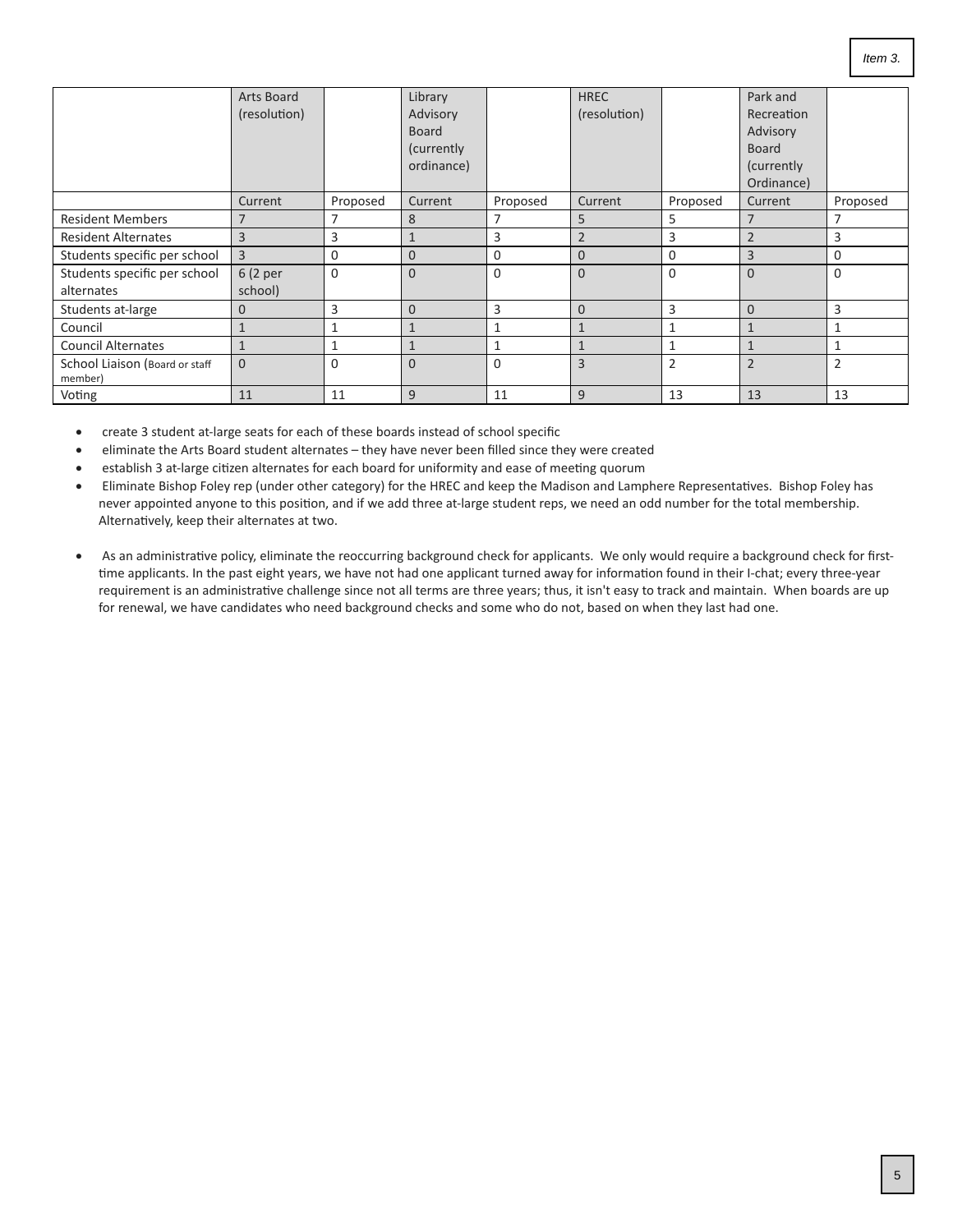| | Arts Board (resolution) | | Library Advisory Board (currently ordinance) | | HREC (resolution) | | Park and Recreation Advisory Board (currently Ordinance) | |
|---|---|---|---|---|---|---|---|---|
| | Current | Proposed | Current | Proposed | Current | Proposed | Current | Proposed |
| Resident Members | 7 | 7 | 8 | 7 | 5 | 5 | 7 | 7 |
| Resident Alternates | 3 | 3 | 1 | 3 | 2 | 3 | 2 | 3 |
| Students specific per school | 3 | 0 | 0 | 0 | 0 | 0 | 3 | 0 |
| Students specific per school alternates | 6 (2 per school) | 0 | 0 | 0 | 0 | 0 | 0 | 0 |
| Students at-large | 0 | 3 | 0 | 3 | 0 | 3 | 0 | 3 |
| Council | 1 | 1 | 1 | 1 | 1 | 1 | 1 | 1 |
| Council Alternates | 1 | 1 | 1 | 1 | 1 | 1 | 1 | 1 |
| School Liaison (Board or staff member) | 0 | 0 | 0 | 0 | 3 | 2 | 2 | 2 |
| Voting | 11 | 11 | 9 | 11 | 9 | 13 | 13 | 13 |

- create 3 student at-large seats for each of these boards instead of school specific
- eliminate the Arts Board student alternates – they have never been filled since they were created
- establish 3 at-large citizen alternates for each board for uniformity and ease of meeting quorum
- Eliminate Bishop Foley rep (under other category) for the HREC and keep the Madison and Lamphere Representatives. Bishop Foley has never appointed anyone to this position, and if we add three at-large student reps, we need an odd number for the total membership. Alternatively, keep their alternates at two.

- As an administrative policy, eliminate the reoccurring background check for applicants. We only would require a background check for first-time applicants. In the past eight years, we have not had one applicant turned away for information found in their I-chat; every three-year requirement is an administrative challenge since not all terms are three years; thus, it isn't easy to track and maintain. When boards are up for renewal, we have candidates who need background checks and some who do not, based on when they last had one.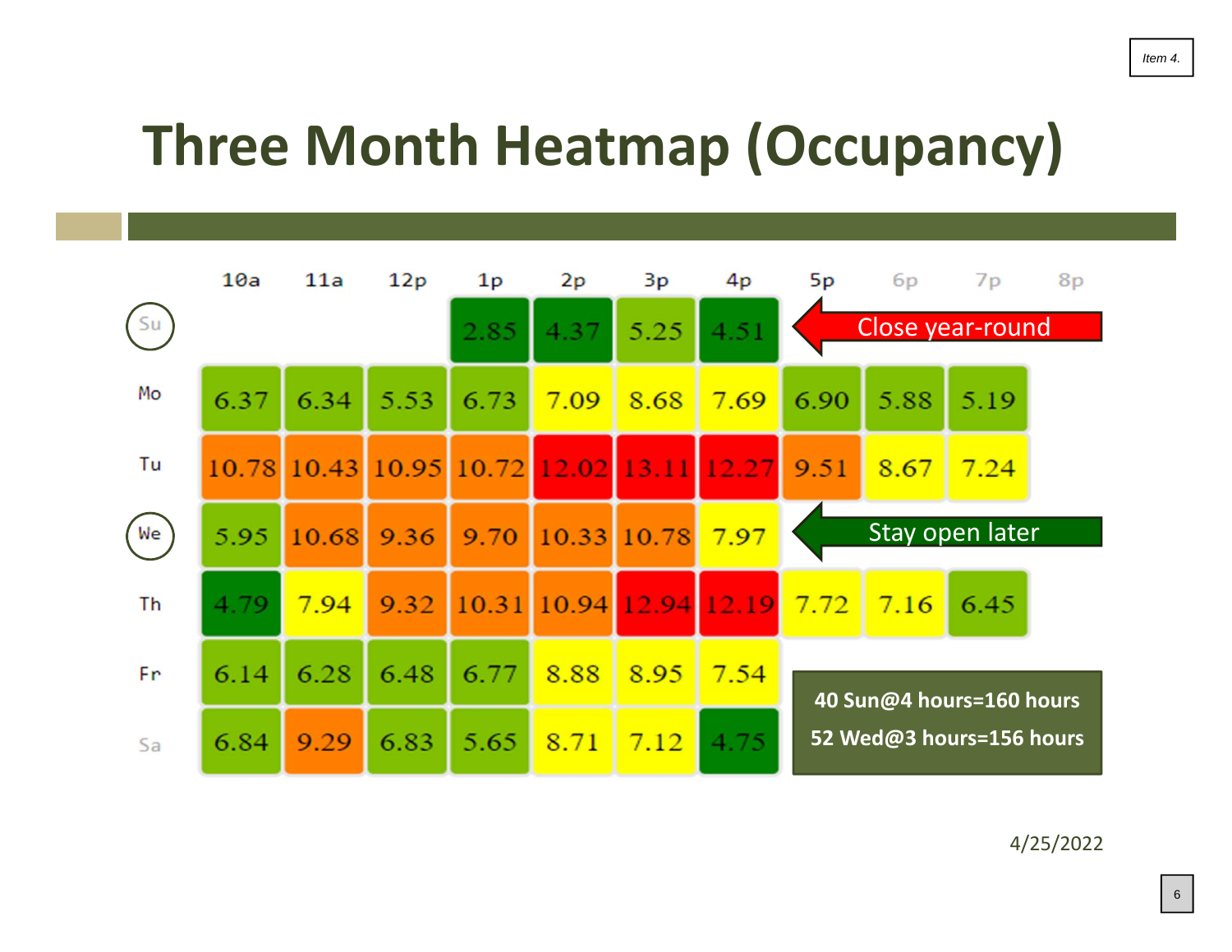Item 4.

# Three Month Heatmap (Occupancy)

| | 10a | 11a | 12p | 1p | 2p | 3p | 4p | 5p | 6p | 7p | 8p |
|---|---|---|---|---|---|---|---|---|---|---|---|
| Su | | | | 2.85 | 4.37 | 5.25 | 4.51 | | | | |
| Mo | 6.37 | 6.34 | 5.53 | 6.73 | 7.09 | 8.68 | 7.69 | 6.90 | 5.88 | 5.19 | |
| Tu | 10.78 | 10.43 | 10.95 | 10.72 | 12.02 | 13.11 | 12.27 | 9.51 | 8.67 | 7.24 | |
| We | 5.95 | 10.68 | 9.36 | 9.70 | 10.33 | 10.78 | 7.97 | | | | |
| Th | 4.79 | 7.94 | 9.32 | 10.31 | 10.94 | 12.94 | 12.19 | 7.72 | 7.16 | 6.45 | |
| Fr | 6.14 | 6.28 | 6.48 | 6.77 | 8.88 | 8.95 | 7.54 | | | | |
| Sa | 6.84 | 9.29 | 6.83 | 5.65 | 8.71 | 7.12 | 4.75 | | | | |

Su: Close year-round

We: Stay open later

**40 Sun@4 hours=160 hours**

**52 Wed@3 hours=156 hours**

4/25/2022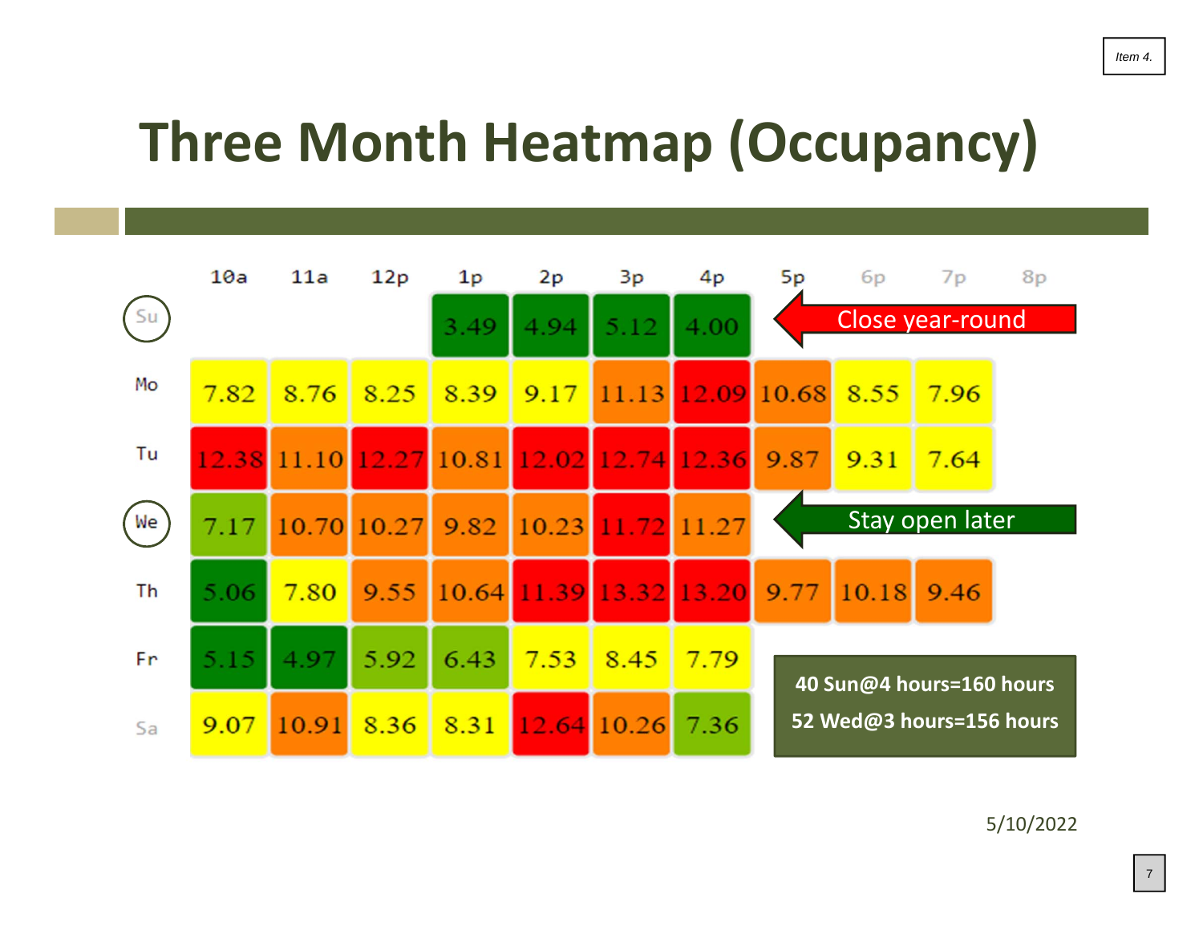# Three Month Heatmap (Occupancy)

| | 10a | 11a | 12p | 1p | 2p | 3p | 4p | 5p | 6p | 7p | 8p |
|---|---|---|---|---|---|---|---|---|---|---|---|
| Su | | | | 3.49 | 4.94 | 5.12 | 4.00 | | | | |
| Mo | 7.82 | 8.76 | 8.25 | 8.39 | 9.17 | 11.13 | 12.09 | 10.68 | 8.55 | 7.96 | |
| Tu | 12.38 | 11.10 | 12.27 | 10.81 | 12.02 | 12.74 | 12.36 | 9.87 | 9.31 | 7.64 | |
| We | 7.17 | 10.70 | 10.27 | 9.82 | 10.23 | 11.72 | 11.27 | | | | |
| Th | 5.06 | 7.80 | 9.55 | 10.64 | 11.39 | 13.32 | 13.20 | 9.77 | 10.18 | 9.46 | |
| Fr | 5.15 | 4.97 | 5.92 | 6.43 | 7.53 | 8.45 | 7.79 | | | | |
| Sa | 9.07 | 10.91 | 8.36 | 8.31 | 12.64 | 10.26 | 7.36 | | | | |

Close year-round

Stay open later

**40 Sun@4 hours=160 hours**

**52 Wed@3 hours=156 hours**